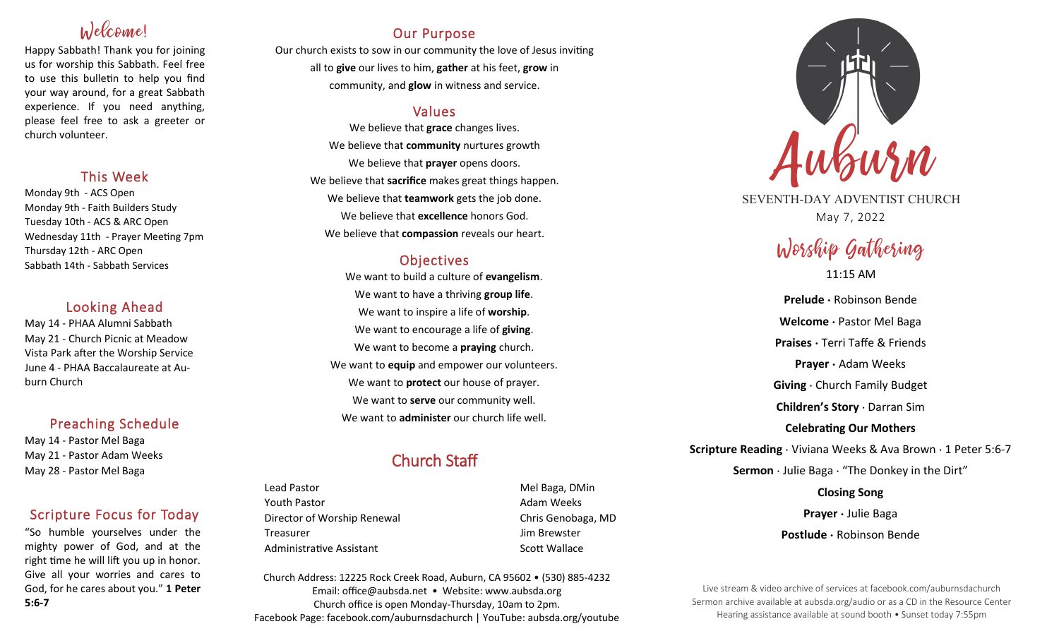## Welcome!

Happy Sabbath! Thank you for joining us for worship this Sabbath. Feel free to use this bulletin to help you find your way around, for a great Sabbath experience. If you need anything, please feel free to ask a greeter or church volunteer.

## This Week

Monday 9th - ACS Open
Monday 9th - Faith Builders Study
Tuesday 10th - ACS & ARC Open
Wednesday 11th - Prayer Meeting 7pm
Thursday 12th - ARC Open
Sabbath 14th - Sabbath Services

## Looking Ahead

May 14 - PHAA Alumni Sabbath
May 21 - Church Picnic at Meadow Vista Park after the Worship Service
June 4 - PHAA Baccalaureate at Auburn Church

## Preaching Schedule

May 14 - Pastor Mel Baga
May 21 - Pastor Adam Weeks
May 28 - Pastor Mel Baga

## Scripture Focus for Today

"So humble yourselves under the mighty power of God, and at the right time he will lift you up in honor. Give all your worries and cares to God, for he cares about you." **1 Peter 5:6-7**

## Our Purpose

Our church exists to sow in our community the love of Jesus inviting all to **give** our lives to him, **gather** at his feet, **grow** in community, and **glow** in witness and service.

## Values

We believe that **grace** changes lives.
We believe that **community** nurtures growth
We believe that **prayer** opens doors.
We believe that **sacrifice** makes great things happen.
We believe that **teamwork** gets the job done.
We believe that **excellence** honors God.
We believe that **compassion** reveals our heart.

## Objectives

We want to build a culture of **evangelism**.
We want to have a thriving **group life**.
We want to inspire a life of **worship**.
We want to encourage a life of **giving**.
We want to become a **praying** church.
We want to **equip** and empower our volunteers.
We want to **protect** our house of prayer.
We want to **serve** our community well.
We want to **administer** our church life well.

## Church Staff

| | |
|---|---|
| Lead Pastor | Mel Baga, DMin |
| Youth Pastor | Adam Weeks |
| Director of Worship Renewal | Chris Genobaga, MD |
| Treasurer | Jim Brewster |
| Administrative Assistant | Scott Wallace |

Church Address: 12225 Rock Creek Road, Auburn, CA 95602 • (530) 885-4232
Email: office@aubsda.net • Website: www.aubsda.org
Church office is open Monday-Thursday, 10am to 2pm.
Facebook Page: facebook.com/auburnsdachurch | YouTube: aubsda.org/youtube

# Auburn

SEVENTH-DAY ADVENTIST CHURCH
May 7, 2022

## Worship Gathering

11:15 AM

**Prelude ·** Robinson Bende
**Welcome ·** Pastor Mel Baga
**Praises ·** Terri Taffe & Friends
**Prayer ·** Adam Weeks
**Giving** · Church Family Budget
**Children's Story** · Darran Sim
**Celebrating Our Mothers**
**Scripture Reading** · Viviana Weeks & Ava Brown · 1 Peter 5:6-7
**Sermon** · Julie Baga · "The Donkey in the Dirt"
**Closing Song**
**Prayer ·** Julie Baga
**Postlude ·** Robinson Bende

Live stream & video archive of services at facebook.com/auburnsdachurch
Sermon archive available at aubsda.org/audio or as a CD in the Resource Center
Hearing assistance available at sound booth • Sunset today 7:55pm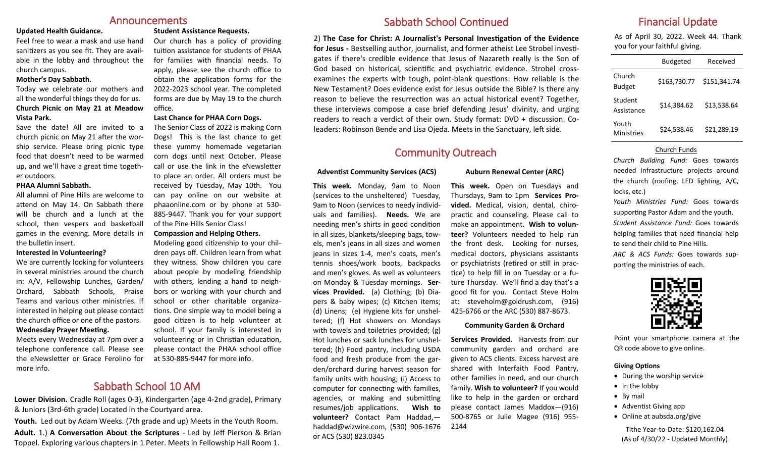## Announcements

**Updated Health Guidance.**

Feel free to wear a mask and use hand sanitizers as you see fit. They are available in the lobby and throughout the church campus.

**Mother's Day Sabbath.**

Today we celebrate our mothers and all the wonderful things they do for us.

**Church Picnic on May 21 at Meadow Vista Park.**

Save the date! All are invited to a church picnic on May 21 after the worship service. Please bring picnic type food that doesn't need to be warmed up, and we'll have a great time together outdoors.

**PHAA Alumni Sabbath.**

All alumni of Pine Hills are welcome to attend on May 14. On Sabbath there will be church and a lunch at the school, then vespers and basketball games in the evening. More details in the bulletin insert.

**Interested in Volunteering?**

We are currently looking for volunteers in several ministries around the church in: A/V, Fellowship Lunches, Garden/Orchard, Sabbath Schools, Praise Teams and various other ministries. If interested in helping out please contact the church office or one of the pastors.

**Wednesday Prayer Meeting.**

Meets every Wednesday at 7pm over a telephone conference call. Please see the eNewsletter or Grace Ferolino for more info.

**Student Assistance Requests.**

Our church has a policy of providing tuition assistance for students of PHAA for families with financial needs. To apply, please see the church office to obtain the application forms for the 2022-2023 school year. The completed forms are due by May 19 to the church office.

**Last Chance for PHAA Corn Dogs.**

The Senior Class of 2022 is making Corn Dogs! This is the last chance to get these yummy homemade vegetarian corn dogs until next October. Please call or use the link in the eNewsletter to place an order. All orders must be received by Tuesday, May 10th. You can pay online on our website at phaaonline.com or by phone at 530-885-9447. Thank you for your support of the Pine Hills Senior Class!

**Compassion and Helping Others.**

Modeling good citizenship to your children pays off. Children learn from what they witness. Show children you care about people by modeling friendship with others, lending a hand to neighbors or working with your church and school or other charitable organizations. One simple way to model being a good citizen is to help volunteer at school. If your family is interested in volunteering or in Christian education, please contact the PHAA school office at 530-885-9447 for more info.

## Sabbath School 10 AM

**Lower Division.** Cradle Roll (ages 0-3), Kindergarten (age 4-2nd grade), Primary & Juniors (3rd-6th grade) Located in the Courtyard area.

**Youth.** Led out by Adam Weeks. (7th grade and up) Meets in the Youth Room.

**Adult.** 1.) **A Conversation About the Scriptures** - Led by Jeff Pierson & Brian Toppel. Exploring various chapters in 1 Peter. Meets in Fellowship Hall Room 1.

## Sabbath School Continued

2) **The Case for Christ: A Journalist's Personal Investigation of the Evidence for Jesus -** Bestselling author, journalist, and former atheist Lee Strobel investigates if there's credible evidence that Jesus of Nazareth really is the Son of God based on historical, scientific and psychiatric evidence. Strobel cross-examines the experts with tough, point-blank questions: How reliable is the New Testament? Does evidence exist for Jesus outside the Bible? Is there any reason to believe the resurrection was an actual historical event? Together, these interviews compose a case brief defending Jesus' divinity, and urging readers to reach a verdict of their own. Study format: DVD + discussion. Co-leaders: Robinson Bende and Lisa Ojeda. Meets in the Sanctuary, left side.

## Community Outreach

#### Adventist Community Services (ACS)

**This week.** Monday, 9am to Noon (services to the unsheltered) Tuesday, 9am to Noon (services to needy individuals and families). **Needs.** We are needing men's shirts in good condition in all sizes, blankets/sleeping bags, towels, men's jeans in all sizes and women jeans in sizes 1-4, men's coats, men's tennis shoes/work boots, backpacks and men's gloves. As well as volunteers on Monday & Tuesday mornings. **Services Provided.** (a) Clothing; (b) Diapers & baby wipes; (c) Kitchen items; (d) Linens; (e) Hygiene kits for unsheltered; (f) Hot showers on Mondays with towels and toiletries provided; (g) Hot lunches or sack lunches for unsheltered; (h) Food pantry, including USDA food and fresh produce from the garden/orchard during harvest season for family units with housing; (i) Access to computer for connecting with families, agencies, or making and submitting resumes/job applications. **Wish to volunteer?** Contact Pam Haddad,—haddad@wizwire.com, (530) 906-1676 or ACS (530) 823.0345

#### Auburn Renewal Center (ARC)

**This week.** Open on Tuesdays and Thursdays, 9am to 1pm **Services Provided.** Medical, vision, dental, chiropractic and counseling. Please call to make an appointment. **Wish to volunteer?** Volunteers needed to help run the front desk. Looking for nurses, medical doctors, physicians assistants or psychiatrists (retired or still in practice) to help fill in on Tuesday or a future Thursday. We'll find a day that's a good fit for you. Contact Steve Holm at: steveholm@goldrush.com, (916) 425-6766 or the ARC (530) 887-8673.

#### Community Garden & Orchard

**Services Provided.** Harvests from our community garden and orchard are given to ACS clients. Excess harvest are shared with Interfaith Food Pantry, other families in need, and our church family. **Wish to volunteer?** If you would like to help in the garden or orchard please contact James Maddox—(916) 500-8765 or Julie Magee (916) 955-2144

## Financial Update

As of April 30, 2022. Week 44. Thank you for your faithful giving.

| | Budgeted | Received |
|---|---|---|
| Church Budget | $163,730.77 | $151,341.74 |
| Student Assistance | $14,384.62 | $13,538.64 |
| Youth Ministries | $24,538.46 | $21,289.19 |

Church Funds

*Church Building Fund:* Goes towards needed infrastructure projects around the church (roofing, LED lighting, A/C, locks, etc.)

*Youth Ministries Fund:* Goes towards supporting Pastor Adam and the youth.

*Student Assistance Fund:* Goes towards helping families that need financial help to send their child to Pine Hills.

*ARC & ACS Funds:* Goes towards supporting the ministries of each.

Point your smartphone camera at the QR code above to give online.

**Giving Options**

- During the worship service
- In the lobby
- By mail
- Adventist Giving app
- Online at aubsda.org/give

Tithe Year-to-Date: $120,162.04
(As of 4/30/22 - Updated Monthly)